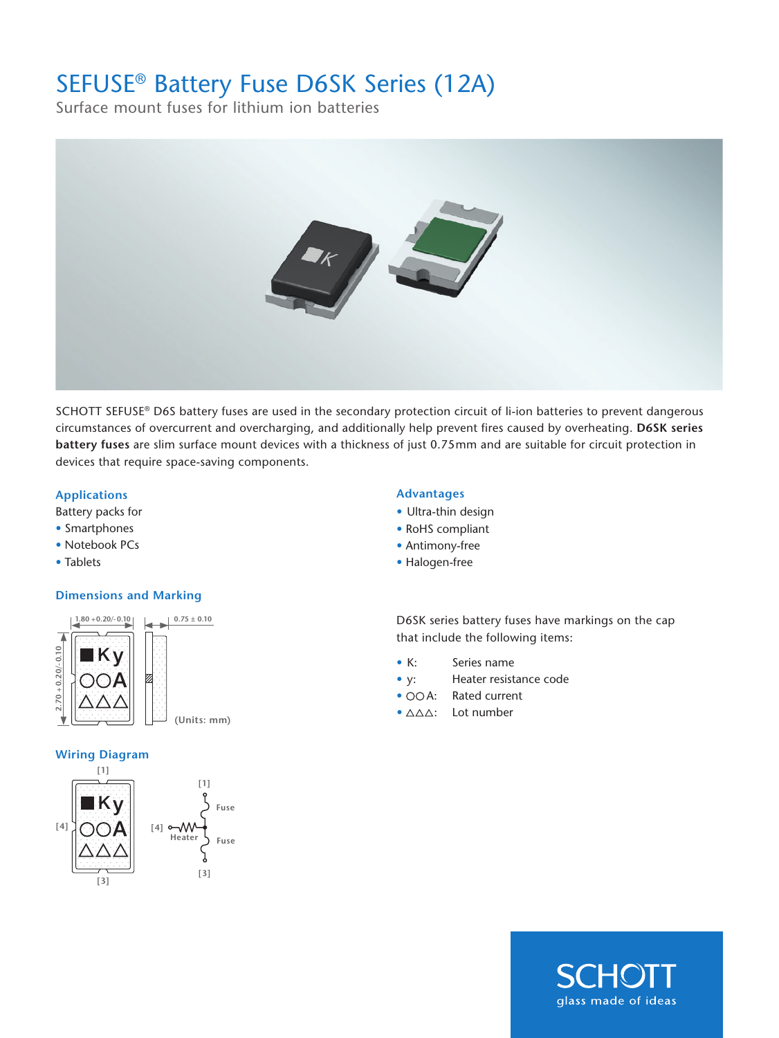# SEFUSE® Battery Fuse D6SK Series (12A)

Surface mount fuses for lithium ion batteries

SCHOTT SEFUSE® D6S battery fuses are used in the secondary protection circuit of li-ion batteries to prevent dangerous circumstances of overcurrent and overcharging, and additionally help prevent fires caused by overheating. **D6SK series battery fuses** are slim surface mount devices with a thickness of just 0.75mm and are suitable for circuit protection in devices that require space-saving components.

## Applications

Battery packs for

- Smartphones
- Notebook PCs
- Tablets

## Advantages

- Ultra-thin design
- RoHS compliant
- Antimony-free
- Halogen-free

## Dimensions and Marking

1.80 +0.20/-0.10

0.75 ± 0.10

2.70 + 0.20/-0.10

■Ky
○○A
△△△

(Units: mm)

D6SK series battery fuses have markings on the cap that include the following items:

- K: Series name
- y: Heater resistance code
- ○○A: Rated current
- △△△: Lot number

## Wiring Diagram

[1]

[4]

[3]

Fuse

Heater

Fuse

SCHOTT
glass made of ideas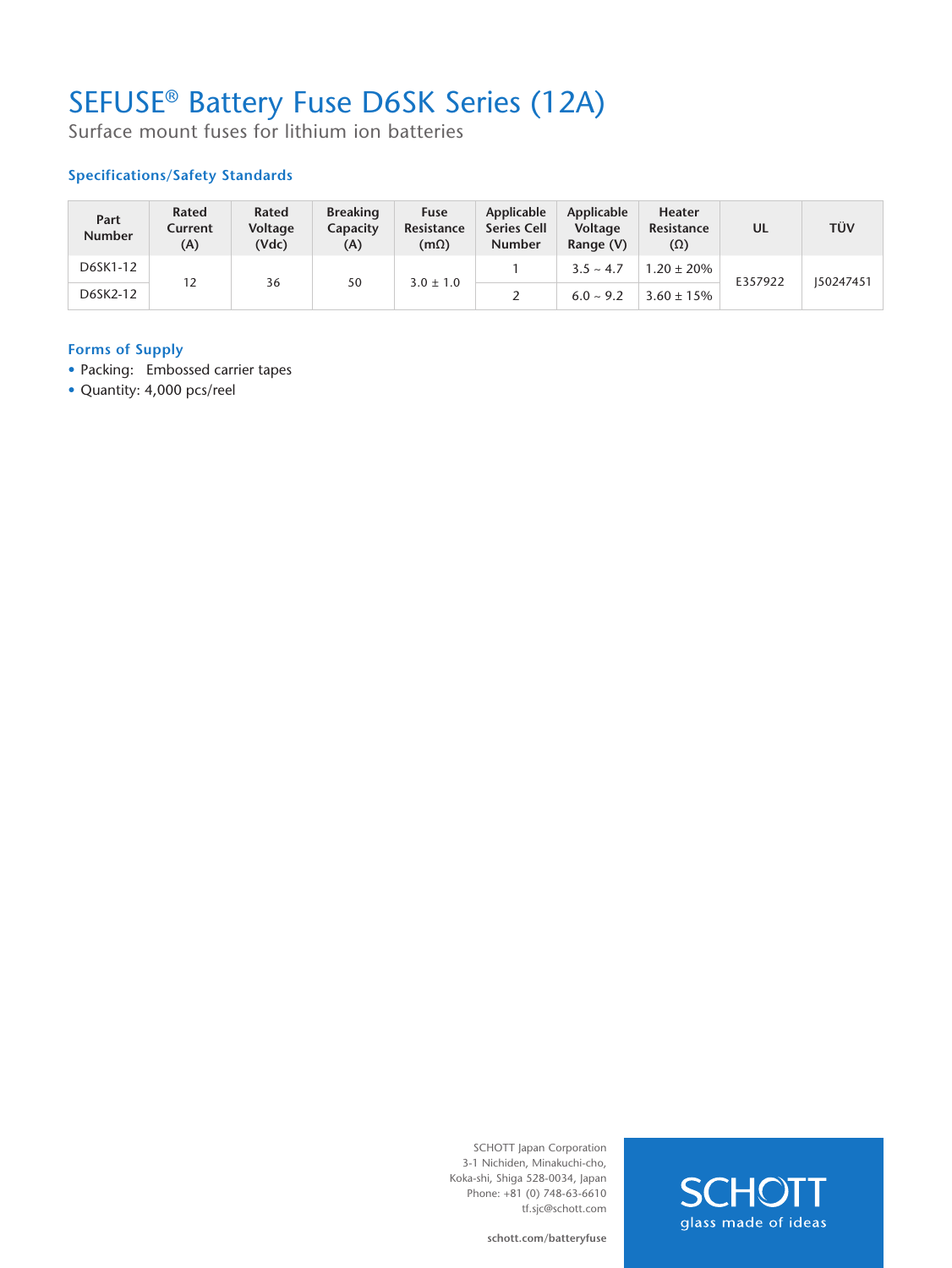# SEFUSE® Battery Fuse D6SK Series (12A)

Surface mount fuses for lithium ion batteries

### Specifications/Safety Standards

| Part Number | Rated Current (A) | Rated Voltage (Vdc) | Breaking Capacity (A) | Fuse Resistance (mΩ) | Applicable Series Cell Number | Applicable Voltage Range (V) | Heater Resistance (Ω) | UL | TÜV |
|---|---|---|---|---|---|---|---|---|---|
| D6SK1-12 | 12 | 36 | 50 | 3.0 ± 1.0 | 1 | 3.5 ~ 4.7 | 1.20 ± 20% | E357922 | J50247451 |
| D6SK2-12 | | | | | 2 | 6.0 ~ 9.2 | 3.60 ± 15% | | |

### Forms of Supply

- Packing: Embossed carrier tapes
- Quantity: 4,000 pcs/reel

SCHOTT Japan Corporation
3-1 Nichiden, Minakuchi-cho,
Koka-shi, Shiga 528-0034, Japan
Phone: +81 (0) 748-63-6610
tf.sjc@schott.com

**schott.com/batteryfuse**

SCHOTT
glass made of ideas